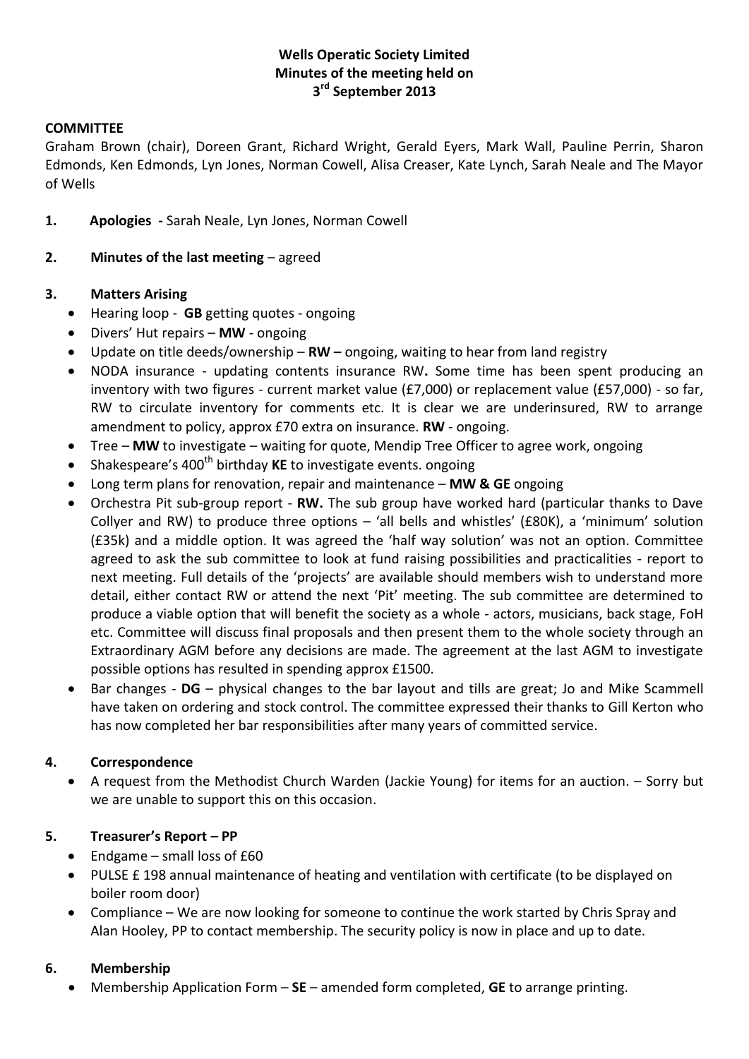# Wells Operatic Society Limited
## Minutes of the meeting held on
## 3rd September 2013

**COMMITTEE**

Graham Brown (chair), Doreen Grant, Richard Wright, Gerald Eyers, Mark Wall, Pauline Perrin, Sharon Edmonds, Ken Edmonds, Lyn Jones, Norman Cowell, Alisa Creaser, Kate Lynch, Sarah Neale and The Mayor of Wells

1. **Apologies -** Sarah Neale, Lyn Jones, Norman Cowell

2. **Minutes of the last meeting** – agreed

3. **Matters Arising**
   - Hearing loop - **GB** getting quotes - ongoing
   - Divers' Hut repairs – **MW** - ongoing
   - Update on title deeds/ownership – **RW –** ongoing, waiting to hear from land registry
   - NODA insurance - updating contents insurance RW**.** Some time has been spent producing an inventory with two figures - current market value (£7,000) or replacement value (£57,000) - so far, RW to circulate inventory for comments etc. It is clear we are underinsured, RW to arrange amendment to policy, approx £70 extra on insurance. **RW** - ongoing.
   - Tree – **MW** to investigate – waiting for quote, Mendip Tree Officer to agree work, ongoing
   - Shakespeare's 400th birthday **KE** to investigate events. ongoing
   - Long term plans for renovation, repair and maintenance – **MW & GE** ongoing
   - Orchestra Pit sub-group report - **RW.** The sub group have worked hard (particular thanks to Dave Collyer and RW) to produce three options – 'all bells and whistles' (£80K), a 'minimum' solution (£35k) and a middle option. It was agreed the 'half way solution' was not an option. Committee agreed to ask the sub committee to look at fund raising possibilities and practicalities - report to next meeting. Full details of the 'projects' are available should members wish to understand more detail, either contact RW or attend the next 'Pit' meeting. The sub committee are determined to produce a viable option that will benefit the society as a whole - actors, musicians, back stage, FoH etc. Committee will discuss final proposals and then present them to the whole society through an Extraordinary AGM before any decisions are made. The agreement at the last AGM to investigate possible options has resulted in spending approx £1500.
   - Bar changes - **DG** – physical changes to the bar layout and tills are great; Jo and Mike Scammell have taken on ordering and stock control. The committee expressed their thanks to Gill Kerton who has now completed her bar responsibilities after many years of committed service.

4. **Correspondence**
   - A request from the Methodist Church Warden (Jackie Young) for items for an auction. – Sorry but we are unable to support this on this occasion.

5. **Treasurer's Report – PP**
   - Endgame – small loss of £60
   - PULSE £ 198 annual maintenance of heating and ventilation with certificate (to be displayed on boiler room door)
   - Compliance – We are now looking for someone to continue the work started by Chris Spray and Alan Hooley, PP to contact membership. The security policy is now in place and up to date.

6. **Membership**
   - Membership Application Form – **SE** – amended form completed, **GE** to arrange printing.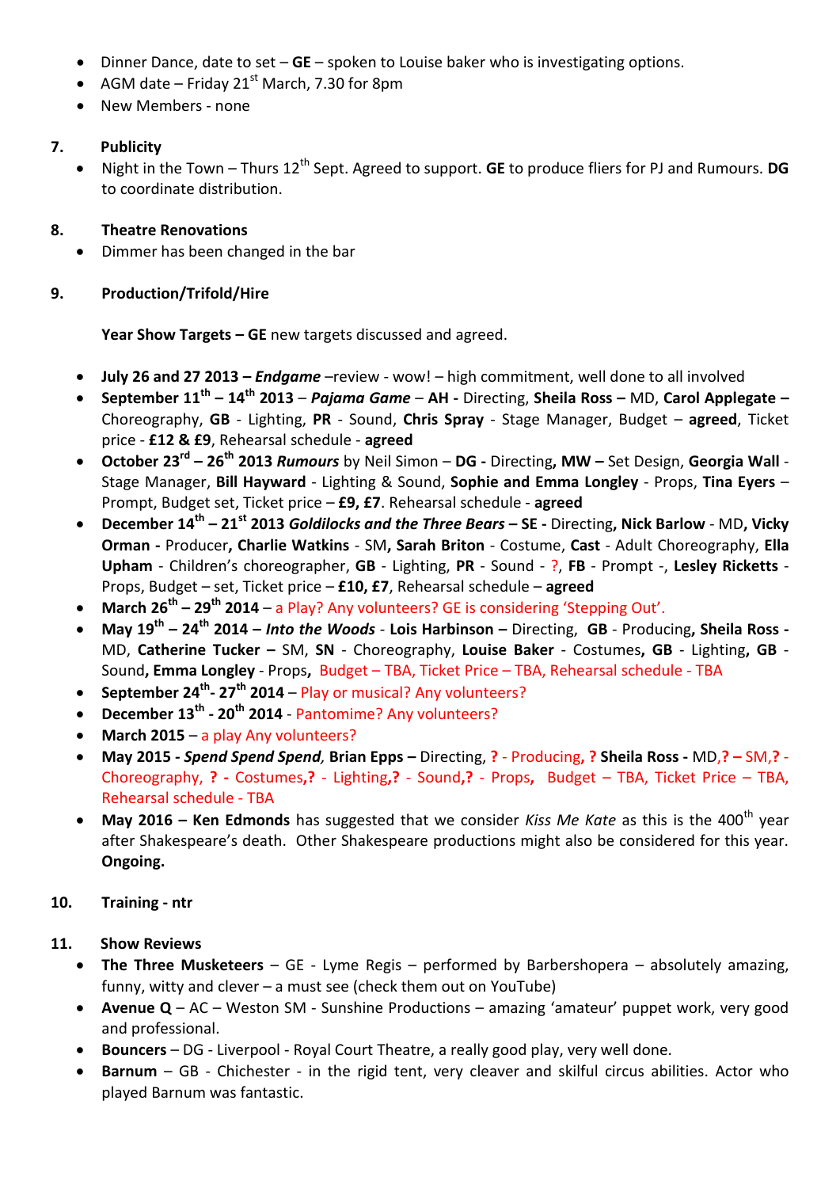- Dinner Dance, date to set – **GE** – spoken to Louise baker who is investigating options.
- AGM date – Friday 21st March, 7.30 for 8pm
- New Members - none

## 7. Publicity

- Night in the Town – Thurs 12th Sept. Agreed to support. **GE** to produce fliers for PJ and Rumours. **DG** to coordinate distribution.

## 8. Theatre Renovations

- Dimmer has been changed in the bar

## 9. Production/Trifold/Hire

**Year Show Targets – GE** new targets discussed and agreed.

- **July 26 and 27 2013 – *Endgame*** –review - wow! – high commitment, well done to all involved
- **September 11th – 14th 2013 – *Pajama Game*** – **AH -** Directing, **Sheila Ross –** MD, **Carol Applegate –** Choreography, **GB** - Lighting, **PR** - Sound, **Chris Spray** - Stage Manager, Budget – **agreed**, Ticket price - **£12 & £9**, Rehearsal schedule - **agreed**
- **October 23rd – 26th 2013 *Rumours*** by Neil Simon – **DG -** Directing**, MW –** Set Design, **Georgia Wall** - Stage Manager, **Bill Hayward** - Lighting & Sound, **Sophie and Emma Longley** - Props, **Tina Eyers** – Prompt, Budget set, Ticket price – **£9, £7**. Rehearsal schedule - **agreed**
- **December 14th – 21st 2013 *Goldilocks and the Three Bears* – SE -** Directing**, Nick Barlow** - MD**, Vicky Orman -** Producer**, Charlie Watkins** - SM**, Sarah Briton** - Costume, **Cast** - Adult Choreography, **Ella Upham** - Children's choreographer, **GB** - Lighting, **PR** - Sound - ?, **FB** - Prompt -, **Lesley Ricketts** - Props, Budget – set, Ticket price – **£10, £7**, Rehearsal schedule – **agreed**
- **March 26th – 29th 2014** – a Play? Any volunteers? GE is considering 'Stepping Out'.
- **May 19th – 24th 2014 – *Into the Woods*** - **Lois Harbinson –** Directing, **GB** - Producing**, Sheila Ross -** MD, **Catherine Tucker –** SM, **SN** - Choreography, **Louise Baker** - Costumes, **GB** - Lighting, **GB** - Sound**, Emma Longley** - Props**,** Budget – TBA, Ticket Price – TBA, Rehearsal schedule - TBA
- **September 24th- 27th 2014** – Play or musical? Any volunteers?
- **December 13th - 20th 2014** - Pantomime? Any volunteers?
- **March 2015** – a play Any volunteers?
- **May 2015 - *Spend Spend Spend,* Brian Epps –** Directing, **?** - Producing**, ? Sheila Ross -** MD**,? –** SM,**?** - Choreography, **? -** Costumes,**?** - Lighting,**?** - Sound,**?** - Props, Budget – TBA, Ticket Price – TBA, Rehearsal schedule - TBA
- **May 2016 – Ken Edmonds** has suggested that we consider *Kiss Me Kate* as this is the 400th year after Shakespeare's death. Other Shakespeare productions might also be considered for this year. **Ongoing.**

## 10. Training - ntr

## 11. Show Reviews

- **The Three Musketeers** – GE - Lyme Regis – performed by Barbershopera – absolutely amazing, funny, witty and clever – a must see (check them out on YouTube)
- **Avenue Q** – AC – Weston SM - Sunshine Productions – amazing 'amateur' puppet work, very good and professional.
- **Bouncers** – DG - Liverpool - Royal Court Theatre, a really good play, very well done.
- **Barnum** – GB - Chichester - in the rigid tent, very cleaver and skilful circus abilities. Actor who played Barnum was fantastic.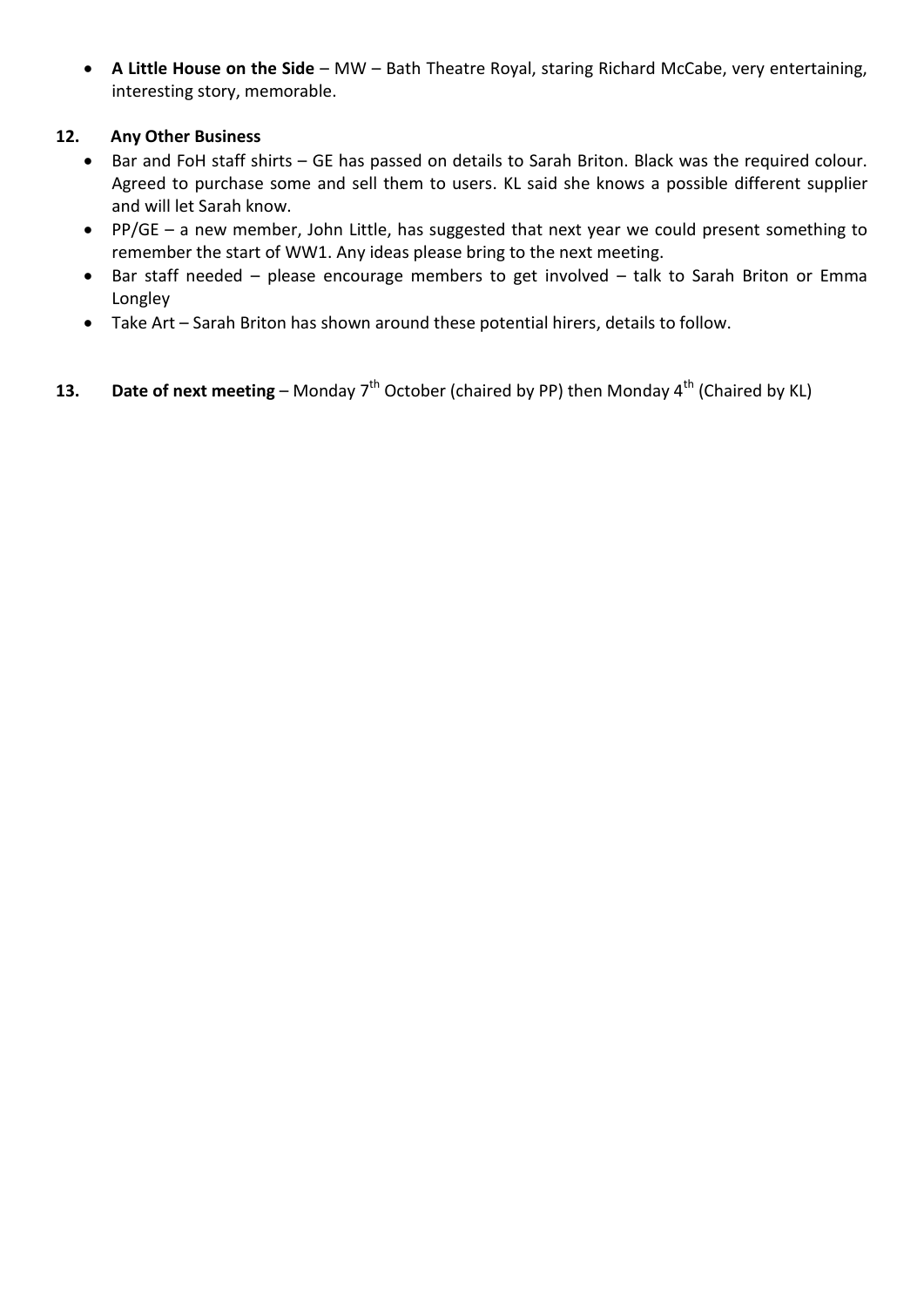- **A Little House on the Side** – MW – Bath Theatre Royal, staring Richard McCabe, very entertaining, interesting story, memorable.

## 12. Any Other Business

- Bar and FoH staff shirts – GE has passed on details to Sarah Briton. Black was the required colour. Agreed to purchase some and sell them to users. KL said she knows a possible different supplier and will let Sarah know.
- PP/GE – a new member, John Little, has suggested that next year we could present something to remember the start of WW1. Any ideas please bring to the next meeting.
- Bar staff needed – please encourage members to get involved – talk to Sarah Briton or Emma Longley
- Take Art – Sarah Briton has shown around these potential hirers, details to follow.

**13. Date of next meeting** – Monday 7th October (chaired by PP) then Monday 4th (Chaired by KL)